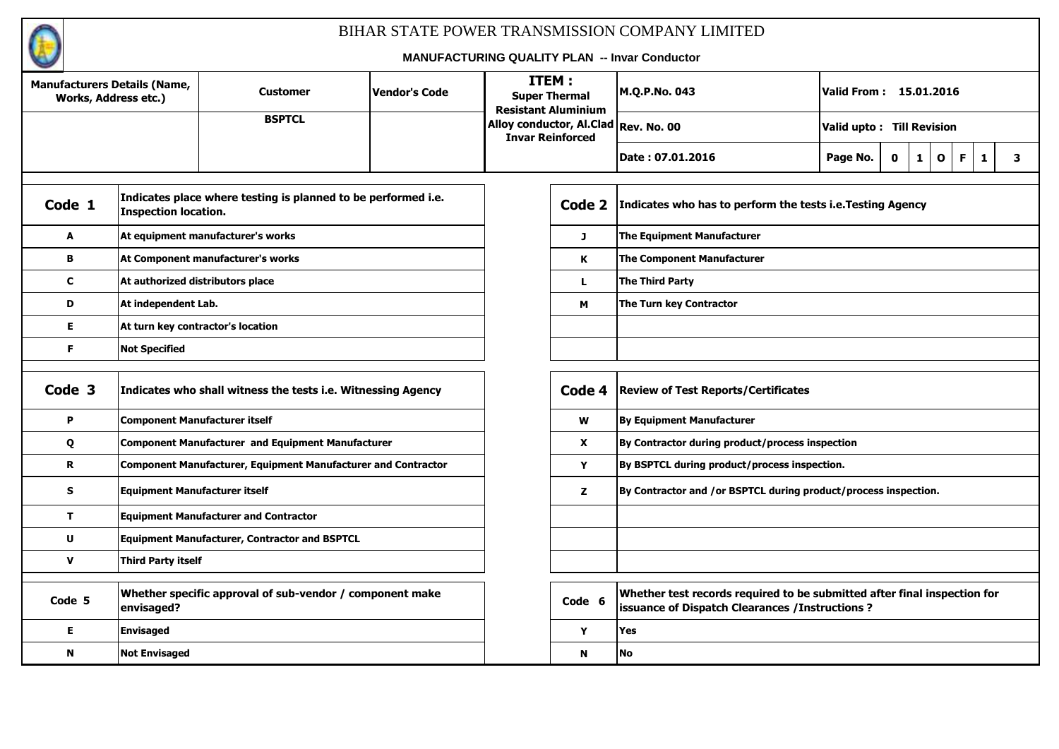# BIHAR STATE POWER TRANSMISSION COMPANY LIMITED

**MANUFACTURING QUALITY PLAN -- Invar Conductor**

| Manufacturers Details (Name, Works, Address etc.) | Customer | Vendor's Code | ITEM : Super Thermal Resistant Aluminium Alloy conductor, Al.Clad Invar Reinforced | M.Q.P.No. 043 | Valid From : 15.01.2016 |
|---|---|---|---|---|---|
| | BSPTCL | | | Rev. No. 00 | Valid upto : Till Revision |
| | | | | Date : 07.01.2016 | Page No. 01 OF 13 |

| Code 1 | Indicates place where testing is planned to be performed i.e. Inspection location. |
|---|---|
| A | At equipment manufacturer's works |
| B | At Component manufacturer's works |
| C | At authorized distributors place |
| D | At independent Lab. |
| E | At turn key contractor's location |
| F | Not Specified |

| Code 2 | Indicates who has to perform the tests i.e.Testing Agency |
|---|---|
| J | The Equipment Manufacturer |
| K | The Component Manufacturer |
| L | The Third Party |
| M | The Turn key Contractor |

| Code 3 | Indicates who shall witness the tests i.e. Witnessing Agency |
|---|---|
| P | Component Manufacturer itself |
| Q | Component Manufacturer and Equipment Manufacturer |
| R | Component Manufacturer, Equipment Manufacturer and Contractor |
| S | Equipment Manufacturer itself |
| T | Equipment Manufacturer and Contractor |
| U | Equipment Manufacturer, Contractor and BSPTCL |
| V | Third Party itself |

| Code 4 | Review of Test Reports/Certificates |
|---|---|
| W | By Equipment Manufacturer |
| X | By Contractor during product/process inspection |
| Y | By BSPTCL during product/process inspection. |
| Z | By Contractor and /or BSPTCL during product/process inspection. |

| Code 5 | Whether specific approval of sub-vendor / component make envisaged? |
|---|---|
| E | Envisaged |
| N | Not Envisaged |

| Code 6 | Whether test records required to be submitted after final inspection for issuance of Dispatch Clearances /Instructions ? |
|---|---|
| Y | Yes |
| N | No |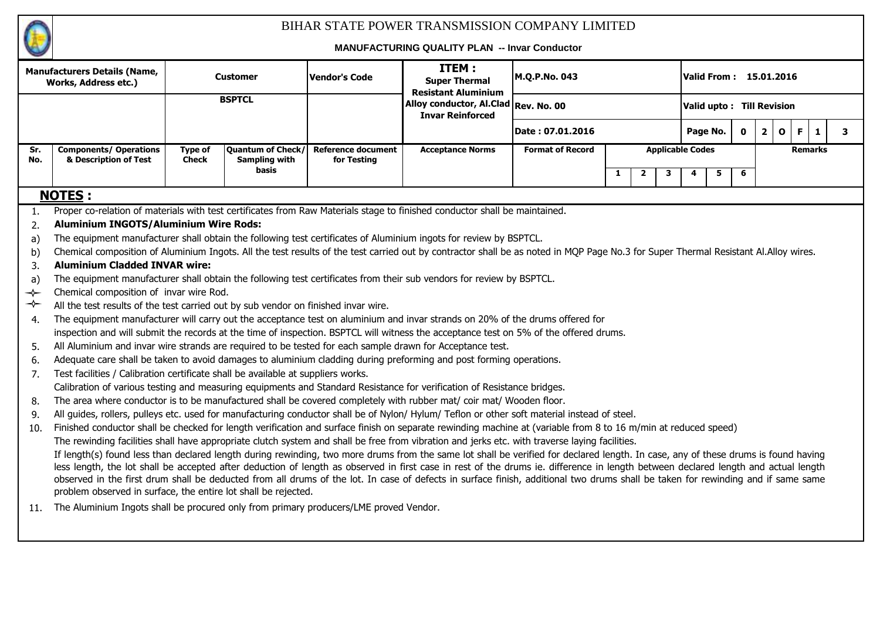# BIHAR STATE POWER TRANSMISSION COMPANY LIMITED

**MANUFACTURING QUALITY PLAN -- Invar Conductor**

| Manufacturers Details (Name, Works, Address etc.) | Customer | Vendor's Code | ITEM : Super Thermal Resistant Aluminium Alloy conductor, Al.Clad Invar Reinforced | M.Q.P.No. 043 | Valid From : 15.01.2016 |
|---|---|---|---|---|---|
| | BSPTCL | | | Rev. No. 00 | Valid upto : Till Revision |
| | | | | Date : 07.01.2016 | Page No. 02 OF 13 |

| Sr. No. | Components/ Operations & Description of Test | Type of Check | Quantum of Check/ Sampling with basis | Reference document for Testing | Acceptance Norms | Format of Record | Applicable Codes | | | | | | Remarks |
|---|---|---|---|---|---|---|---|---|---|---|---|---|---|
| | | | | | | | 1 | 2 | 3 | 4 | 5 | 6 | |

## NOTES :

1. Proper co-relation of materials with test certificates from Raw Materials stage to finished conductor shall be maintained.
2. **Aluminium INGOTS/Aluminium Wire Rods:**
   a) The equipment manufacturer shall obtain the following test certificates of Aluminium ingots for review by BSPTCL.
   b) Chemical composition of Aluminium Ingots. All the test results of the test carried out by contractor shall be as noted in MQP Page No.3 for Super Thermal Resistant Al.Alloy wires.
3. **Aluminium Cladded INVAR wire:**
   a) The equipment manufacturer shall obtain the following test certificates from their sub vendors for review by BSPTCL.
   - Chemical composition of invar wire Rod.
   - All the test results of the test carried out by sub vendor on finished invar wire.
4. The equipment manufacturer will carry out the acceptance test on aluminium and invar strands on 20% of the drums offered for inspection and will submit the records at the time of inspection. BSPTCL will witness the acceptance test on 5% of the offered drums.
5. All Aluminium and invar wire strands are required to be tested for each sample drawn for Acceptance test.
6. Adequate care shall be taken to avoid damages to aluminium cladding during preforming and post forming operations.
7. Test facilities / Calibration certificate shall be available at suppliers works.
   Calibration of various testing and measuring equipments and Standard Resistance for verification of Resistance bridges.
8. The area where conductor is to be manufactured shall be covered completely with rubber mat/ coir mat/ Wooden floor.
9. All guides, rollers, pulleys etc. used for manufacturing conductor shall be of Nylon/ Hylum/ Teflon or other soft material instead of steel.
10. Finished conductor shall be checked for length verification and surface finish on separate rewinding machine at (variable from 8 to 16 m/min at reduced speed)
    The rewinding facilities shall have appropriate clutch system and shall be free from vibration and jerks etc. with traverse laying facilities.
    If length(s) found less than declared length during rewinding, two more drums from the same lot shall be verified for declared length. In case, any of these drums is found having less length, the lot shall be accepted after deduction of length as observed in first case in rest of the drums ie. difference in length between declared length and actual length observed in the first drum shall be deducted from all drums of the lot. In case of defects in surface finish, additional two drums shall be taken for rewinding and if same same problem observed in surface, the entire lot shall be rejected.
11. The Aluminium Ingots shall be procured only from primary producers/LME proved Vendor.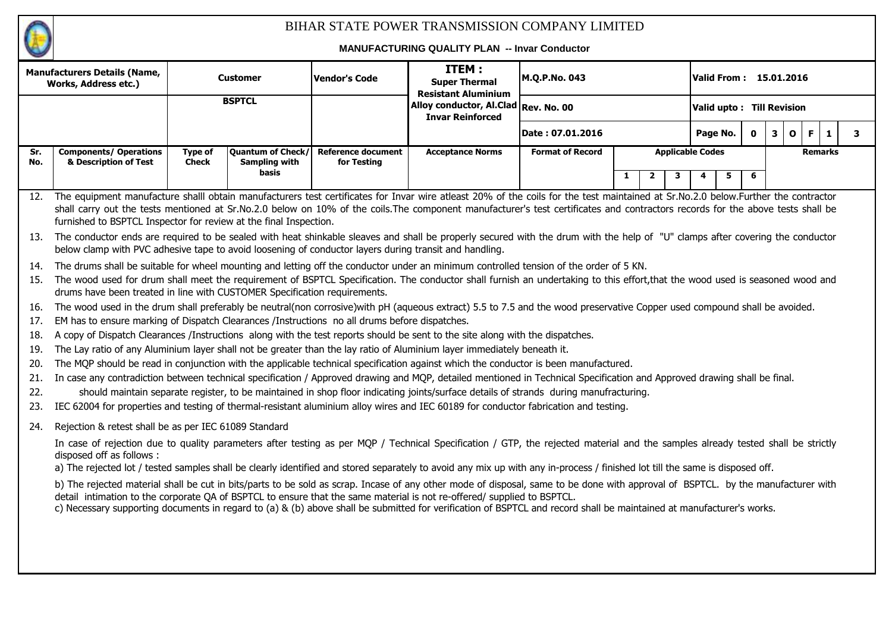# BIHAR STATE POWER TRANSMISSION COMPANY LIMITED

**MANUFACTURING QUALITY PLAN -- Invar Conductor**

| Manufacturers Details (Name, Works, Address etc.) | Customer | | Vendor's Code | ITEM : Super Thermal Resistant Aluminium Alloy conductor, Al.Clad Invar Reinforced | M.Q.P.No. 043 | | | | Valid From : 15.01.2016 | | | |
|---|---|---|---|---|---|---|---|---|---|---|---|---|
| | BSPTCL | | | | Rev. No. 00 | | | | Valid upto : Till Revision | | | |
| | | | | | Date : 07.01.2016 | | | | Page No. 03 OF 13 | | | |
| **Sr. No.** | **Components/ Operations & Description of Test** | **Type of Check** | **Quantum of Check/ Sampling with basis** | **Reference document for Testing** | **Acceptance Norms** | **Format of Record** | **Applicable Codes** | | | | | **Remarks** |
| | | | | | | | 1 | 2 | 3 | 4 | 5 | 6 |

12. The equipment manufacture shalll obtain manufacturers test certificates for Invar wire atleast 20% of the coils for the test maintained at Sr.No.2.0 below.Further the contractor shall carry out the tests mentioned at Sr.No.2.0 below on 10% of the coils.The component manufacturer's test certificates and contractors records for the above tests shall be furnished to BSPTCL Inspector for review at the final Inspection.
13. The conductor ends are required to be sealed with heat shinkable sleaves and shall be properly secured with the drum with the help of "U" clamps after covering the conductor below clamp with PVC adhesive tape to avoid loosening of conductor layers during transit and handling.
14. The drums shall be suitable for wheel mounting and letting off the conductor under an minimum controlled tension of the order of 5 KN.
15. The wood used for drum shall meet the requirement of BSPTCL Specification. The conductor shall furnish an undertaking to this effort,that the wood used is seasoned wood and drums have been treated in line with CUSTOMER Specification requirements.
16. The wood used in the drum shall preferably be neutral(non corrosive)with pH (aqueous extract) 5.5 to 7.5 and the wood preservative Copper used compound shall be avoided.
17. EM has to ensure marking of Dispatch Clearances /Instructions no all drums before dispatches.
18. A copy of Dispatch Clearances /Instructions along with the test reports should be sent to the site along with the dispatches.
19. The Lay ratio of any Aluminium layer shall not be greater than the lay ratio of Aluminium layer immediately beneath it.
20. The MQP should be read in conjunction with the applicable technical specification against which the conductor is been manufactured.
21. In case any contradiction between technical specification / Approved drawing and MQP, detailed mentioned in Technical Specification and Approved drawing shall be final.
22. should maintain separate register, to be maintained in shop floor indicating joints/surface details of strands during manufracturing.
23. IEC 62004 for properties and testing of thermal-resistant aluminium alloy wires and IEC 60189 for conductor fabrication and testing.
24. Rejection & retest shall be as per IEC 61089 Standard

In case of rejection due to quality parameters after testing as per MQP / Technical Specification / GTP, the rejected material and the samples already tested shall be strictly disposed off as follows :

a) The rejected lot / tested samples shall be clearly identified and stored separately to avoid any mix up with any in-process / finished lot till the same is disposed off.

b) The rejected material shall be cut in bits/parts to be sold as scrap. Incase of any other mode of disposal, same to be done with approval of BSPTCL. by the manufacturer with detail intimation to the corporate QA of BSPTCL to ensure that the same material is not re-offered/ supplied to BSPTCL.

c) Necessary supporting documents in regard to (a) & (b) above shall be submitted for verification of BSPTCL and record shall be maintained at manufacturer's works.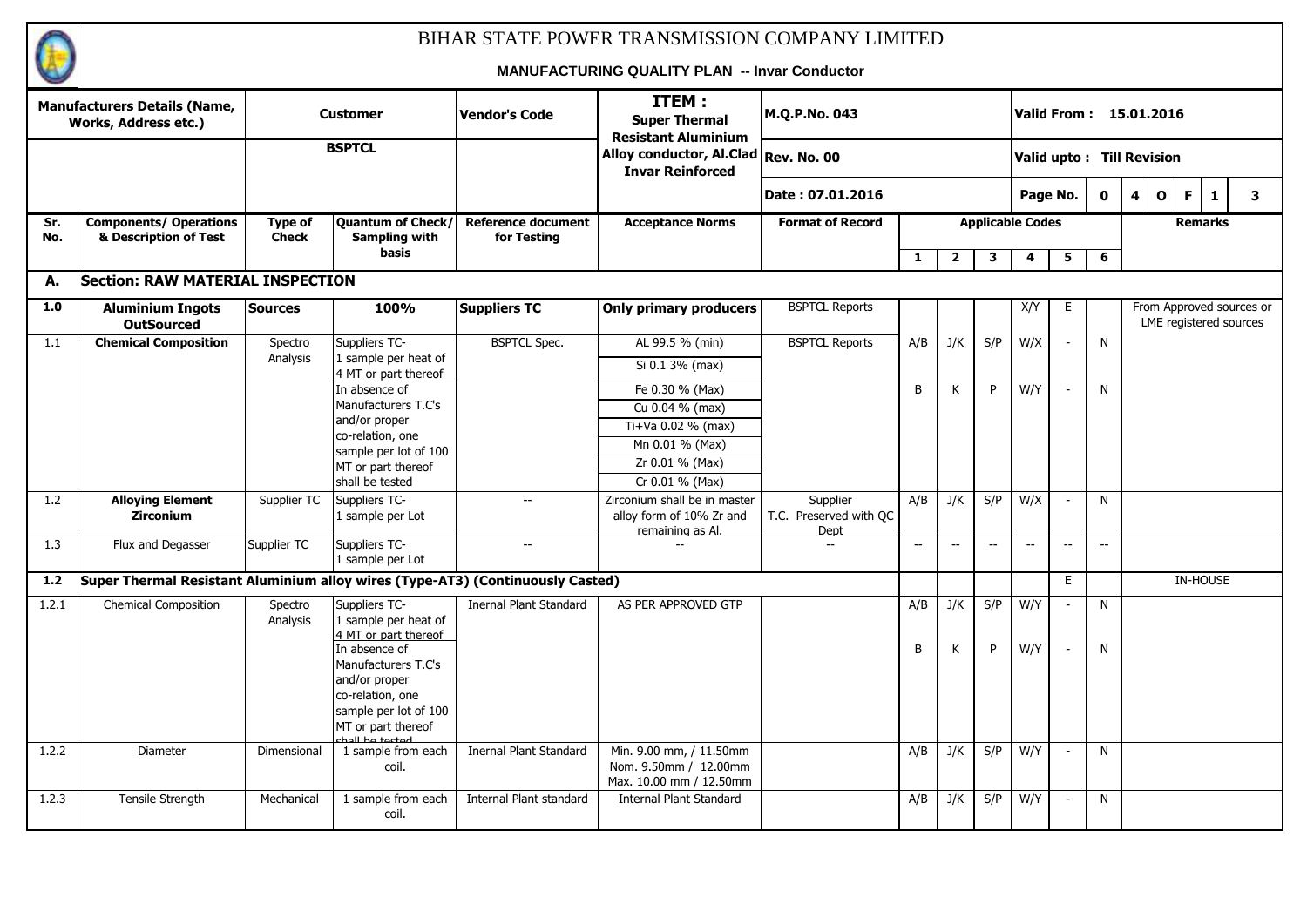# BIHAR STATE POWER TRANSMISSION COMPANY LIMITED

## MANUFACTURING QUALITY PLAN -- Invar Conductor

| Manufacturers Details (Name, Works, Address etc.) | Customer | Vendor's Code | ITEM : Super Thermal Resistant Aluminium Alloy conductor, Al.Clad Invar Reinforced | M.Q.P.No. 043 | Valid From : 15.01.2016 |
|---|---|---|---|---|---|
| | BSPTCL | | | Rev. No. 00 | Valid upto : Till Revision |
| | | | | Date : 07.01.2016 | Page No. 0 4 O F 1 3 |

| Sr. No. | Components/ Operations & Description of Test | Type of Check | Quantum of Check/ Sampling with basis | Reference document for Testing | Acceptance Norms | Format of Record | Applicable Codes 1 | 2 | 3 | 4 | 5 | 6 | Remarks |
|---|---|---|---|---|---|---|---|---|---|---|---|---|---|
| **A.** | **Section: RAW MATERIAL INSPECTION** | | | | | | | | | | | | |
| **1.0** | **Aluminium Ingots OutSourced** | **Sources** | **100%** | **Suppliers TC** | **Only primary producers** | BSPTCL Reports | | | | X/Y | E | | From Approved sources or LME registered sources |
| 1.1 | **Chemical Composition** | Spectro Analysis | Suppliers TC- 1 sample per heat of 4 MT or part thereof<br>In absence of Manufacturers T.C's and/or proper co-relation, one sample per lot of 100 MT or part thereof shall be tested | BSPTCL Spec. | AL 99.5 % (min)<br>Si 0.1 3% (max)<br>Fe 0.30 % (Max)<br>Cu 0.04 % (max)<br>Ti+Va 0.02 % (max)<br>Mn 0.01 % (Max)<br>Zr 0.01 % (Max)<br>Cr 0.01 % (Max) | BSPTCL Reports | A/B<br>B | J/K<br>K | S/P<br>P | W/X<br>W/Y | -<br>- | N<br>N | |
| 1.2 | **Alloying Element Zirconium** | Supplier TC | Suppliers TC- 1 sample per Lot | -- | Zirconium shall be in master alloy form of 10% Zr and remaining as Al. | Supplier T.C. Preserved with QC Dept | A/B | J/K | S/P | W/X | - | N | |
| 1.3 | Flux and Degasser | Supplier TC | Suppliers TC- 1 sample per Lot | -- | -- | -- | -- | -- | -- | -- | -- | -- | |
| **1.2** | **Super Thermal Resistant Aluminium alloy wires (Type-AT3) (Continuously Casted)** | | | | | | | | | | E | | IN-HOUSE |
| 1.2.1 | Chemical Composition | Spectro Analysis | Suppliers TC- 1 sample per heat of 4 MT or part thereof<br>In absence of Manufacturers T.C's and/or proper co-relation, one sample per lot of 100 MT or part thereof shall be tested | Inernal Plant Standard | AS PER APPROVED GTP | | A/B<br>B | J/K<br>K | S/P<br>P | W/Y<br>W/Y | -<br>- | N<br>N | |
| 1.2.2 | Diameter | Dimensional | 1 sample from each coil. | Inernal Plant Standard | Min. 9.00 mm, / 11.50mm<br>Nom. 9.50mm / 12.00mm<br>Max. 10.00 mm / 12.50mm | | A/B | J/K | S/P | W/Y | - | N | |
| 1.2.3 | Tensile Strength | Mechanical | 1 sample from each coil. | Internal Plant standard | Internal Plant Standard | | A/B | J/K | S/P | W/Y | - | N | |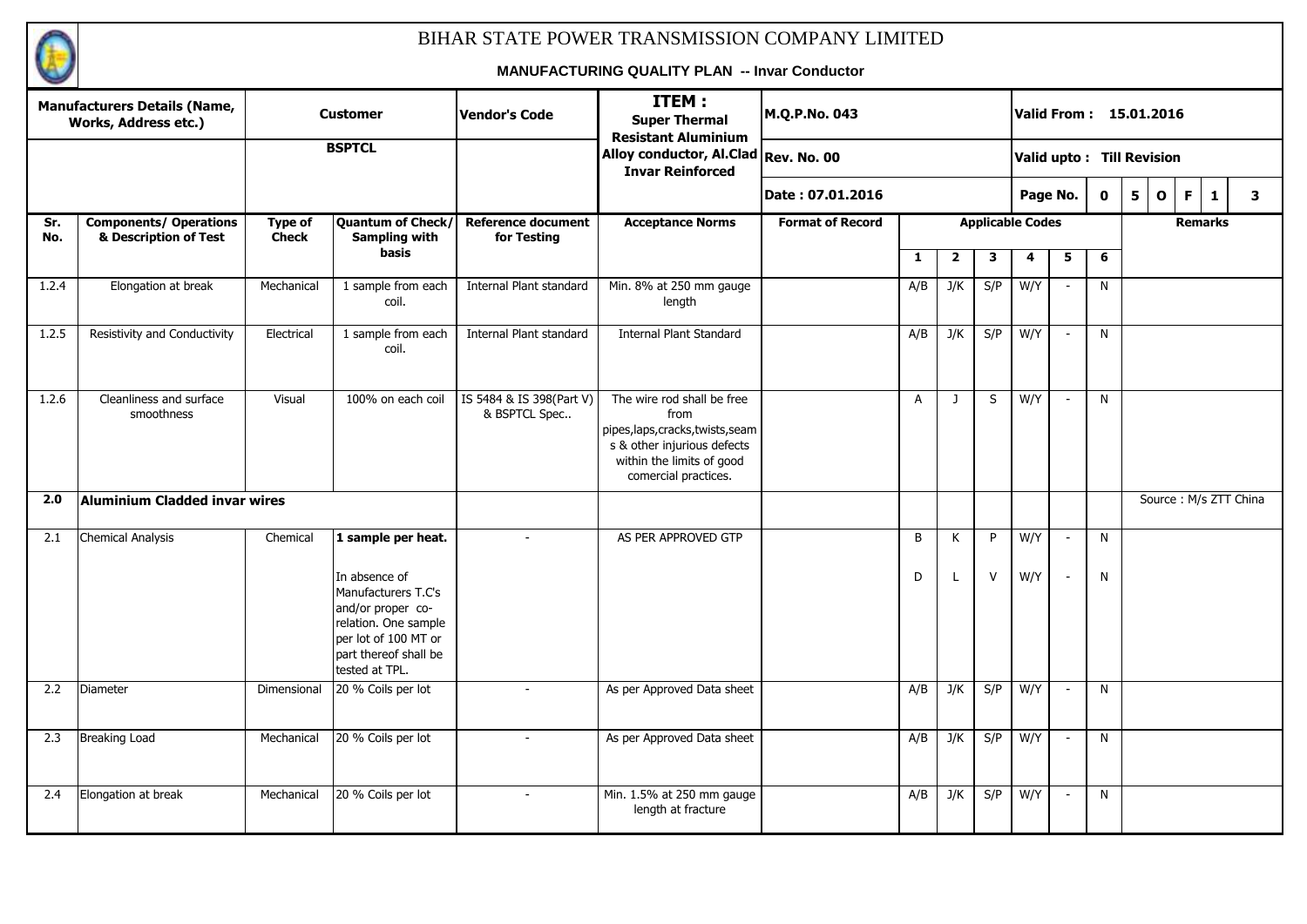# BIHAR STATE POWER TRANSMISSION COMPANY LIMITED

## MANUFACTURING QUALITY PLAN -- Invar Conductor

| Manufacturers Details (Name, Works, Address etc.) | Customer | Vendor's Code | ITEM : Super Thermal Resistant Aluminium Alloy conductor, Al.Clad Invar Reinforced | M.Q.P.No. 043 | Valid From : 15.01.2016 |
|---|---|---|---|---|---|
| | BSPTCL | | | Rev. No. 00 | Valid upto : Till Revision |
| | | | | Date : 07.01.2016 | Page No. 05 OF 13 |

| Sr. No. | Components/ Operations & Description of Test | Type of Check | Quantum of Check/ Sampling with basis | Reference document for Testing | Acceptance Norms | Format of Record | Applicable Codes | | | | | | Remarks |
|---|---|---|---|---|---|---|---|---|---|---|---|---|---|
| | | | | | | | 1 | 2 | 3 | 4 | 5 | 6 | |
| 1.2.4 | Elongation at break | Mechanical | 1 sample from each coil. | Internal Plant standard | Min. 8% at 250 mm gauge length | | A/B | J/K | S/P | W/Y | - | N | |
| 1.2.5 | Resistivity and Conductivity | Electrical | 1 sample from each coil. | Internal Plant standard | Internal Plant Standard | | A/B | J/K | S/P | W/Y | - | N | |
| 1.2.6 | Cleanliness and surface smoothness | Visual | 100% on each coil | IS 5484 & IS 398(Part V) & BSPTCL Spec.. | The wire rod shall be free from pipes,laps,cracks,twists,seams & other injurious defects within the limits of good comercial practices. | | A | J | S | W/Y | - | N | |
| **2.0** | **Aluminium Cladded invar wires** | | | | | | | | | | | | Source : M/s ZTT China |
| 2.1 | Chemical Analysis | Chemical | **1 sample per heat.** | - | AS PER APPROVED GTP | | B | K | P | W/Y | - | N | |
| | | | In absence of Manufacturers T.C's and/or proper co-relation. One sample per lot of 100 MT or part thereof shall be tested at TPL. | | | | D | L | V | W/Y | - | N | |
| 2.2 | Diameter | Dimensional | 20 % Coils per lot | - | As per Approved Data sheet | | A/B | J/K | S/P | W/Y | - | N | |
| 2.3 | Breaking Load | Mechanical | 20 % Coils per lot | - | As per Approved Data sheet | | A/B | J/K | S/P | W/Y | - | N | |
| 2.4 | Elongation at break | Mechanical | 20 % Coils per lot | - | Min. 1.5% at 250 mm gauge length at fracture | | A/B | J/K | S/P | W/Y | - | N | |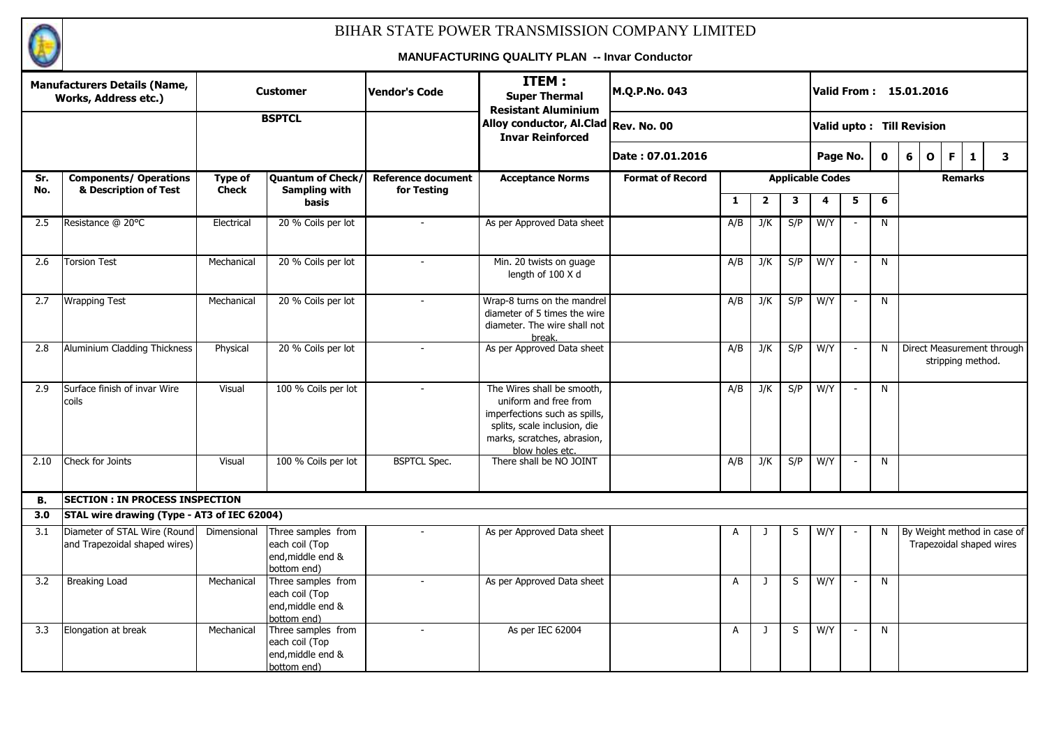# BIHAR STATE POWER TRANSMISSION COMPANY LIMITED

**MANUFACTURING QUALITY PLAN -- Invar Conductor**

| Manufacturers Details (Name, Works, Address etc.) | Customer | Vendor's Code | ITEM : Super Thermal Resistant Aluminium Alloy conductor, Al.Clad Invar Reinforced | M.Q.P.No. 043 | Valid From : 15.01.2016 |
|---|---|---|---|---|---|
| | BSPTCL | | | Rev. No. 00 | Valid upto : Till Revision |
| | | | | Date : 07.01.2016 | Page No. 0 6 OF 1 3 |

| Sr. No. | Components/ Operations & Description of Test | Type of Check | Quantum of Check/ Sampling with basis | Reference document for Testing | Acceptance Norms | Format of Record | Applicable Codes | | | | | | Remarks |
|---|---|---|---|---|---|---|---|---|---|---|---|---|---|
| | | | | | | | 1 | 2 | 3 | 4 | 5 | 6 | |
| 2.5 | Resistance @ 20°C | Electrical | 20 % Coils per lot | - | As per Approved Data sheet | | A/B | J/K | S/P | W/Y | - | N | |
| 2.6 | Torsion Test | Mechanical | 20 % Coils per lot | - | Min. 20 twists on guage length of 100 X d | | A/B | J/K | S/P | W/Y | - | N | |
| 2.7 | Wrapping Test | Mechanical | 20 % Coils per lot | - | Wrap-8 turns on the mandrel diameter of 5 times the wire diameter. The wire shall not break. | | A/B | J/K | S/P | W/Y | - | N | |
| 2.8 | Aluminium Cladding Thickness | Physical | 20 % Coils per lot | - | As per Approved Data sheet | | A/B | J/K | S/P | W/Y | - | N | Direct Measurement through stripping method. |
| 2.9 | Surface finish of invar Wire coils | Visual | 100 % Coils per lot | - | The Wires shall be smooth, uniform and free from imperfections such as spills, splits, scale inclusion, die marks, scratches, abrasion, blow holes etc. | | A/B | J/K | S/P | W/Y | - | N | |
| 2.10 | Check for Joints | Visual | 100 % Coils per lot | BSPTCL Spec. | There shall be NO JOINT | | A/B | J/K | S/P | W/Y | - | N | |
| **B.** | **SECTION : IN PROCESS INSPECTION** | | | | | | | | | | | | |
| **3.0** | **STAL wire drawing (Type - AT3 of IEC 62004)** | | | | | | | | | | | | |
| 3.1 | Diameter of STAL Wire (Round and Trapezoidal shaped wires) | Dimensional | Three samples from each coil (Top end,middle end & bottom end) | - | As per Approved Data sheet | | A | J | S | W/Y | - | N | By Weight method in case of Trapezoidal shaped wires |
| 3.2 | Breaking Load | Mechanical | Three samples from each coil (Top end,middle end & bottom end) | - | As per Approved Data sheet | | A | J | S | W/Y | - | N | |
| 3.3 | Elongation at break | Mechanical | Three samples from each coil (Top end,middle end & bottom end) | - | As per IEC 62004 | | A | J | S | W/Y | - | N | |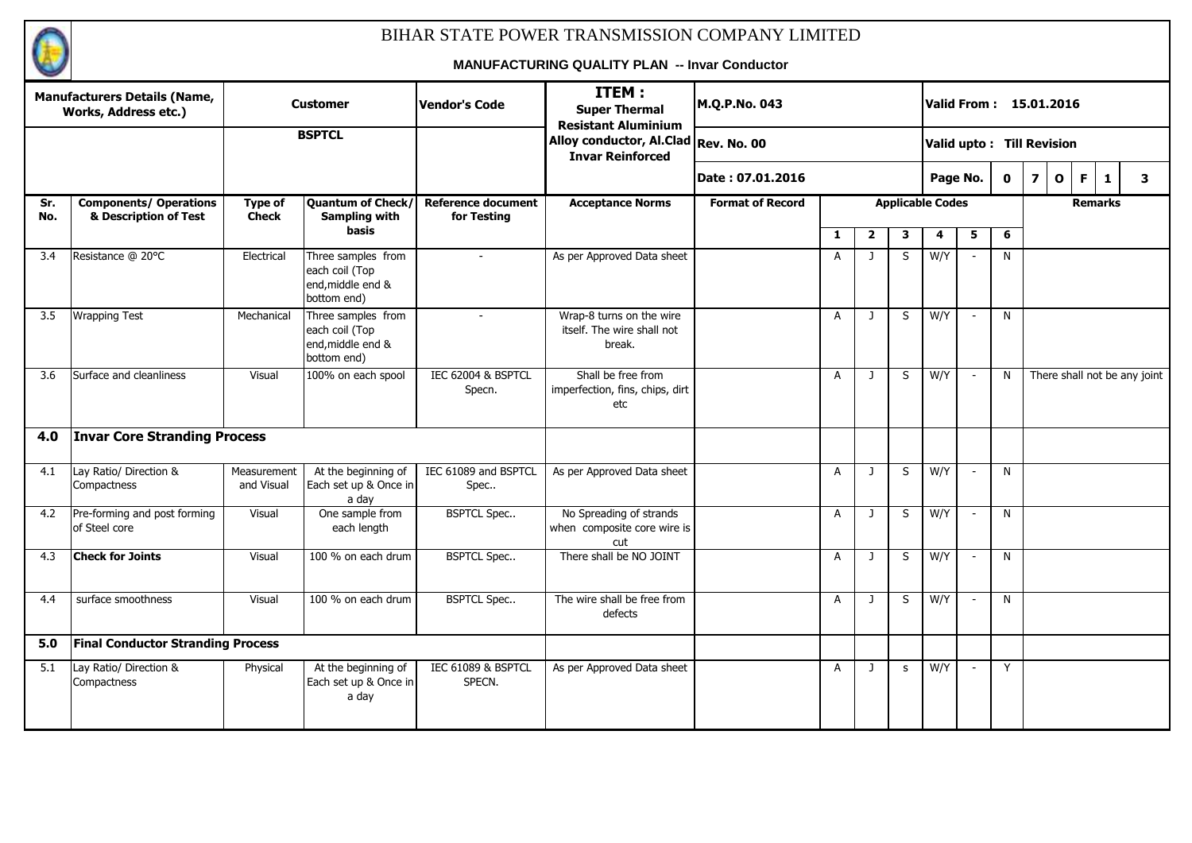# BIHAR STATE POWER TRANSMISSION COMPANY LIMITED

**MANUFACTURING QUALITY PLAN -- Invar Conductor**

| Manufacturers Details (Name, Works, Address etc.) | Customer | Vendor's Code | ITEM : Super Thermal Resistant Aluminium Alloy conductor, Al.Clad Invar Reinforced | M.Q.P.No. 043 | Valid From : 15.01.2016 |
|---|---|---|---|---|---|
| | BSPTCL | | | Rev. No. 00 | Valid upto : Till Revision |
| | | | | Date : 07.01.2016 | Page No. 0 7 OF 1 3 |

| Sr. No. | Components/ Operations & Description of Test | Type of Check | Quantum of Check/ Sampling with basis | Reference document for Testing | Acceptance Norms | Format of Record | Applicable Codes | | | | | | Remarks |
|---|---|---|---|---|---|---|---|---|---|---|---|---|---|
| | | | | | | | 1 | 2 | 3 | 4 | 5 | 6 | |
| 3.4 | Resistance @ 20°C | Electrical | Three samples from each coil (Top end,middle end & bottom end) | - | As per Approved Data sheet | | A | J | S | W/Y | - | N | |
| 3.5 | Wrapping Test | Mechanical | Three samples from each coil (Top end,middle end & bottom end) | - | Wrap-8 turns on the wire itself. The wire shall not break. | | A | J | S | W/Y | - | N | |
| 3.6 | Surface and cleanliness | Visual | 100% on each spool | IEC 62004 & BSPTCL Specn. | Shall be free from imperfection, fins, chips, dirt etc | | A | J | S | W/Y | - | N | There shall not be any joint |
| **4.0** | **Invar Core Stranding Process** | | | | | | | | | | | | |
| 4.1 | Lay Ratio/ Direction & Compactness | Measurement and Visual | At the beginning of Each set up & Once in a day | IEC 61089 and BSPTCL Spec.. | As per Approved Data sheet | | A | J | S | W/Y | - | N | |
| 4.2 | Pre-forming and post forming of Steel core | Visual | One sample from each length | BSPTCL Spec.. | No Spreading of strands when composite core wire is cut | | A | J | S | W/Y | - | N | |
| 4.3 | **Check for Joints** | Visual | 100 % on each drum | BSPTCL Spec.. | There shall be NO JOINT | | A | J | S | W/Y | - | N | |
| 4.4 | surface smoothness | Visual | 100 % on each drum | BSPTCL Spec.. | The wire shall be free from defects | | A | J | S | W/Y | - | N | |
| **5.0** | **Final Conductor Stranding Process** | | | | | | | | | | | | |
| 5.1 | Lay Ratio/ Direction & Compactness | Physical | At the beginning of Each set up & Once in a day | IEC 61089 & BSPTCL SPECN. | As per Approved Data sheet | | A | J | s | W/Y | - | Y | |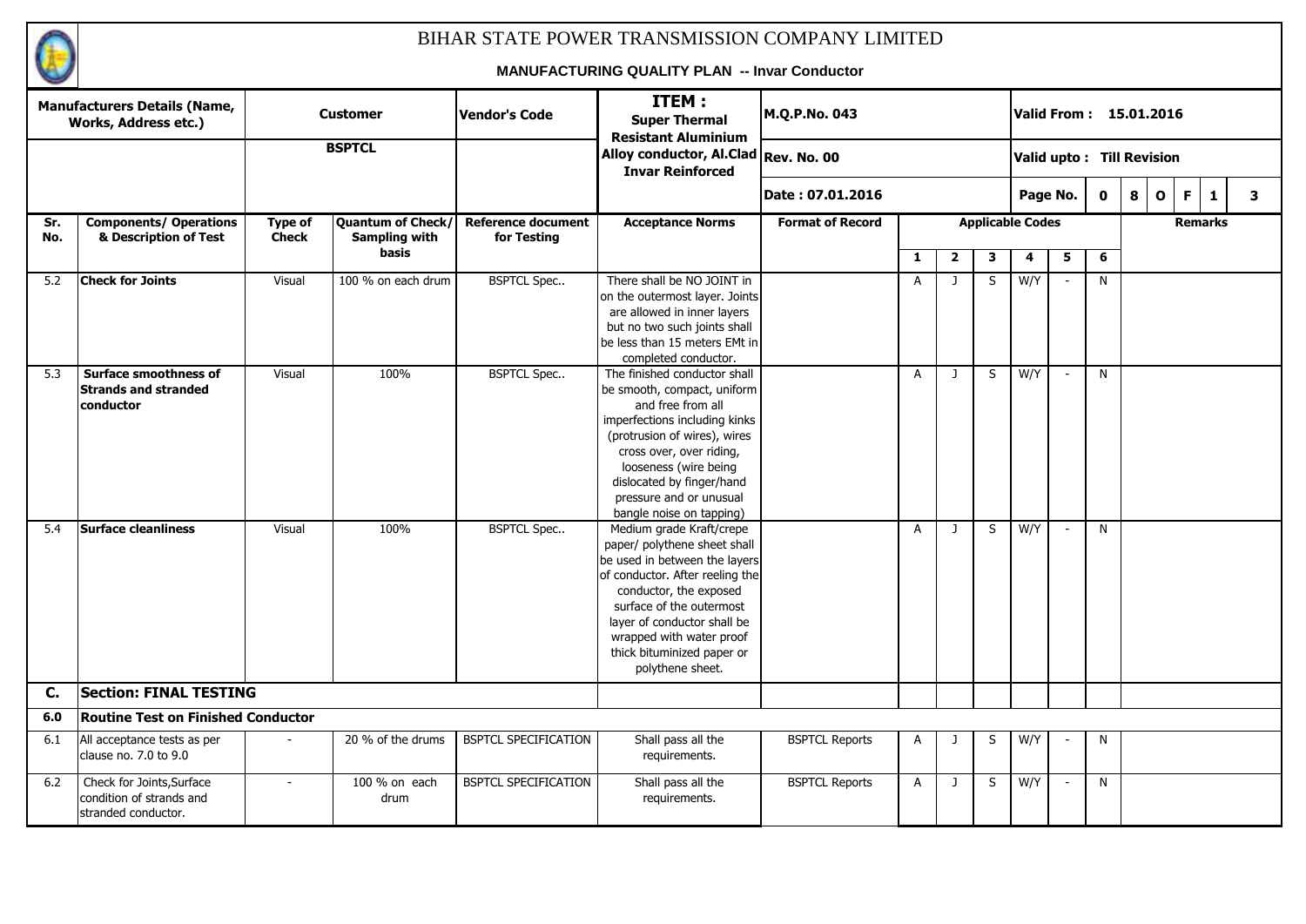# BIHAR STATE POWER TRANSMISSION COMPANY LIMITED

**MANUFACTURING QUALITY PLAN -- Invar Conductor**

| Manufacturers Details (Name, Works, Address etc.) | | Customer | Vendor's Code | ITEM : Super Thermal Resistant Aluminium Alloy conductor, Al.Clad Invar Reinforced | M.Q.P.No. 043 | | | | Valid From : 15.01.2016 | | | |
|---|---|---|---|---|---|---|---|---|---|---|---|---|
| | | BSPTCL | | | Rev. No. 00 | | | | Valid upto : Till Revision | | | |
| | | | | | Date : 07.01.2016 | | | | Page No. 8 OF 13 | | | |

| Sr. No. | Components/ Operations & Description of Test | Type of Check | Quantum of Check/ Sampling with basis | Reference document for Testing | Acceptance Norms | Format of Record | Applicable Codes | | | | | | Remarks |
|---|---|---|---|---|---|---|---|---|---|---|---|---|---|
| | | | | | | | 1 | 2 | 3 | 4 | 5 | 6 | |
| 5.2 | **Check for Joints** | Visual | 100 % on each drum | BSPTCL Spec.. | There shall be NO JOINT in on the outermost layer. Joints are allowed in inner layers but no two such joints shall be less than 15 meters EMt in completed conductor. | | A | J | S | W/Y | - | N | |
| 5.3 | **Surface smoothness of Strands and stranded conductor** | Visual | 100% | BSPTCL Spec.. | The finished conductor shall be smooth, compact, uniform and free from all imperfections including kinks (protrusion of wires), wires cross over, over riding, looseness (wire being dislocated by finger/hand pressure and or unusual bangle noise on tapping) | | A | J | S | W/Y | - | N | |
| 5.4 | **Surface cleanliness** | Visual | 100% | BSPTCL Spec.. | Medium grade Kraft/crepe paper/ polythene sheet shall be used in between the layers of conductor. After reeling the conductor, the exposed surface of the outermost layer of conductor shall be wrapped with water proof thick bituminized paper or polythene sheet. | | A | J | S | W/Y | - | N | |
| **C.** | **Section: FINAL TESTING** | | | | | | | | | | | | |
| **6.0** | **Routine Test on Finished Conductor** | | | | | | | | | | | | |
| 6.1 | All acceptance tests as per clause no. 7.0 to 9.0 | - | 20 % of the drums | BSPTCL SPECIFICATION | Shall pass all the requirements. | BSPTCL Reports | A | J | S | W/Y | - | N | |
| 6.2 | Check for Joints,Surface condition of strands and stranded conductor. | - | 100 % on each drum | BSPTCL SPECIFICATION | Shall pass all the requirements. | BSPTCL Reports | A | J | S | W/Y | - | N | |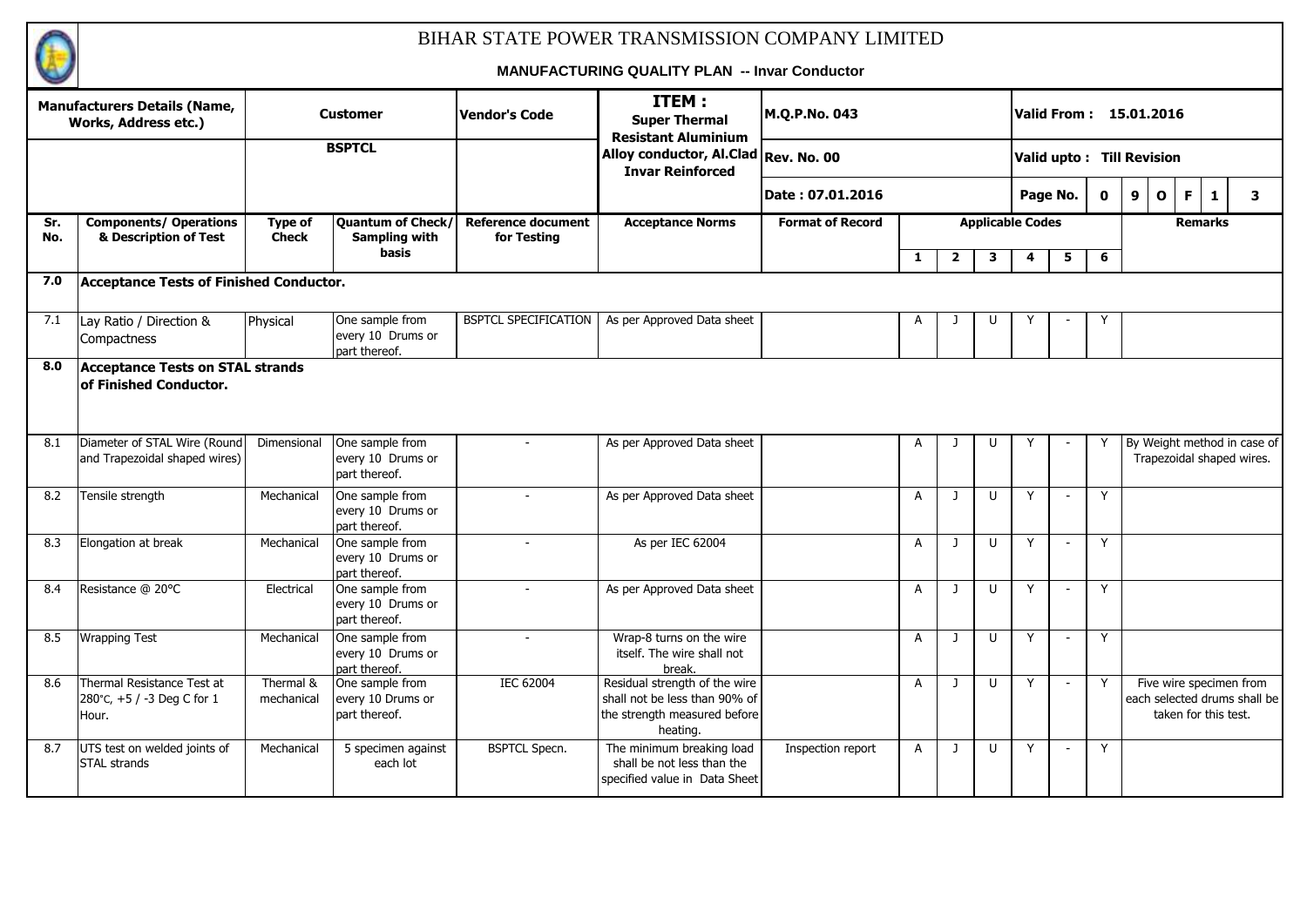# BIHAR STATE POWER TRANSMISSION COMPANY LIMITED

**MANUFACTURING QUALITY PLAN -- Invar Conductor**

| Manufacturers Details (Name, Works, Address etc.) | Customer | Vendor's Code | ITEM : Super Thermal Resistant Aluminium Alloy conductor, Al.Clad Invar Reinforced | M.Q.P.No. 043 | Valid From : 15.01.2016 |
|---|---|---|---|---|---|
| | BSPTCL | | | Rev. No. 00 | Valid upto : Till Revision |
| | | | | Date : 07.01.2016 | Page No. 0 9 OF 1 3 |

| Sr. No. | Components/ Operations & Description of Test | Type of Check | Quantum of Check/ Sampling with basis | Reference document for Testing | Acceptance Norms | Format of Record | Applicable Codes 1 | 2 | 3 | 4 | 5 | 6 | Remarks |
|---|---|---|---|---|---|---|---|---|---|---|---|---|---|
| **7.0** | **Acceptance Tests of Finished Conductor.** | | | | | | | | | | | | |
| 7.1 | Lay Ratio / Direction & Compactness | Physical | One sample from every 10 Drums or part thereof. | BSPTCL SPECIFICATION | As per Approved Data sheet | | A | J | U | Y | - | Y | |
| **8.0** | **Acceptance Tests on STAL strands of Finished Conductor.** | | | | | | | | | | | | |
| 8.1 | Diameter of STAL Wire (Round and Trapezoidal shaped wires) | Dimensional | One sample from every 10 Drums or part thereof. | - | As per Approved Data sheet | | A | J | U | Y | - | Y | By Weight method in case of Trapezoidal shaped wires. |
| 8.2 | Tensile strength | Mechanical | One sample from every 10 Drums or part thereof. | - | As per Approved Data sheet | | A | J | U | Y | - | Y | |
| 8.3 | Elongation at break | Mechanical | One sample from every 10 Drums or part thereof. | - | As per IEC 62004 | | A | J | U | Y | - | Y | |
| 8.4 | Resistance @ 20°C | Electrical | One sample from every 10 Drums or part thereof. | - | As per Approved Data sheet | | A | J | U | Y | - | Y | |
| 8.5 | Wrapping Test | Mechanical | One sample from every 10 Drums or part thereof. | - | Wrap-8 turns on the wire itself. The wire shall not break. | | A | J | U | Y | - | Y | |
| 8.6 | Thermal Resistance Test at 280°C, +5 / -3 Deg C for 1 Hour. | Thermal & mechanical | One sample from every 10 Drums or part thereof. | IEC 62004 | Residual strength of the wire shall not be less than 90% of the strength measured before heating. | | A | J | U | Y | - | Y | Five wire specimen from each selected drums shall be taken for this test. |
| 8.7 | UTS test on welded joints of STAL strands | Mechanical | 5 specimen against each lot | BSPTCL Specn. | The minimum breaking load shall be not less than the specified value in Data Sheet | Inspection report | A | J | U | Y | - | Y | |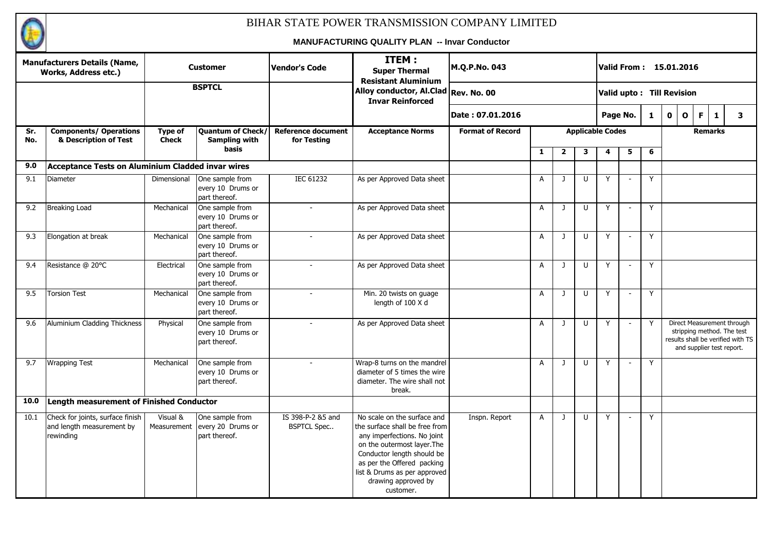# BIHAR STATE POWER TRANSMISSION COMPANY LIMITED

**MANUFACTURING QUALITY PLAN -- Invar Conductor**

| Manufacturers Details (Name, Works, Address etc.) | Customer | Vendor's Code | ITEM : Super Thermal Resistant Aluminium Alloy conductor, Al.Clad Invar Reinforced | M.Q.P.No. 043 | Valid From : 15.01.2016 |
|---|---|---|---|---|---|
| | BSPTCL | | | Rev. No. 00 | Valid upto : Till Revision |
| | | | | Date : 07.01.2016 | Page No. 1 0 OF 1 3 |

| Sr. No. | Components/ Operations & Description of Test | Type of Check | Quantum of Check/ Sampling with basis | Reference document for Testing | Acceptance Norms | Format of Record | Applicable Codes | | | | | | Remarks |
|---|---|---|---|---|---|---|---|---|---|---|---|---|---|
| | | | | | | | 1 | 2 | 3 | 4 | 5 | 6 | |
| **9.0** | **Acceptance Tests on Aluminium Cladded invar wires** | | | | | | | | | | | | |
| 9.1 | Diameter | Dimensional | One sample from every 10 Drums or part thereof. | IEC 61232 | As per Approved Data sheet | | A | J | U | Y | - | Y | |
| 9.2 | Breaking Load | Mechanical | One sample from every 10 Drums or part thereof. | - | As per Approved Data sheet | | A | J | U | Y | - | Y | |
| 9.3 | Elongation at break | Mechanical | One sample from every 10 Drums or part thereof. | - | As per Approved Data sheet | | A | J | U | Y | - | Y | |
| 9.4 | Resistance @ 20°C | Electrical | One sample from every 10 Drums or part thereof. | - | As per Approved Data sheet | | A | J | U | Y | - | Y | |
| 9.5 | Torsion Test | Mechanical | One sample from every 10 Drums or part thereof. | - | Min. 20 twists on guage length of 100 X d | | A | J | U | Y | - | Y | |
| 9.6 | Aluminium Cladding Thickness | Physical | One sample from every 10 Drums or part thereof. | - | As per Approved Data sheet | | A | J | U | Y | - | Y | Direct Measurement through stripping method. The test results shall be verified with TS and supplier test report. |
| 9.7 | Wrapping Test | Mechanical | One sample from every 10 Drums or part thereof. | - | Wrap-8 turns on the mandrel diameter of 5 times the wire diameter. The wire shall not break. | | A | J | U | Y | - | Y | |
| **10.0** | **Length measurement of Finished Conductor** | | | | | | | | | | | | |
| 10.1 | Check for joints, surface finish and length measurement by rewinding | Visual & Measurement | One sample from every 20 Drums or part thereof. | IS 398-P-2 &5 and BSPTCL Spec.. | No scale on the surface and the surface shall be free from any imperfections. No joint on the outermost layer.The Conductor length should be as per the Offered packing list & Drums as per approved drawing approved by customer. | Inspn. Report | A | J | U | Y | - | Y | |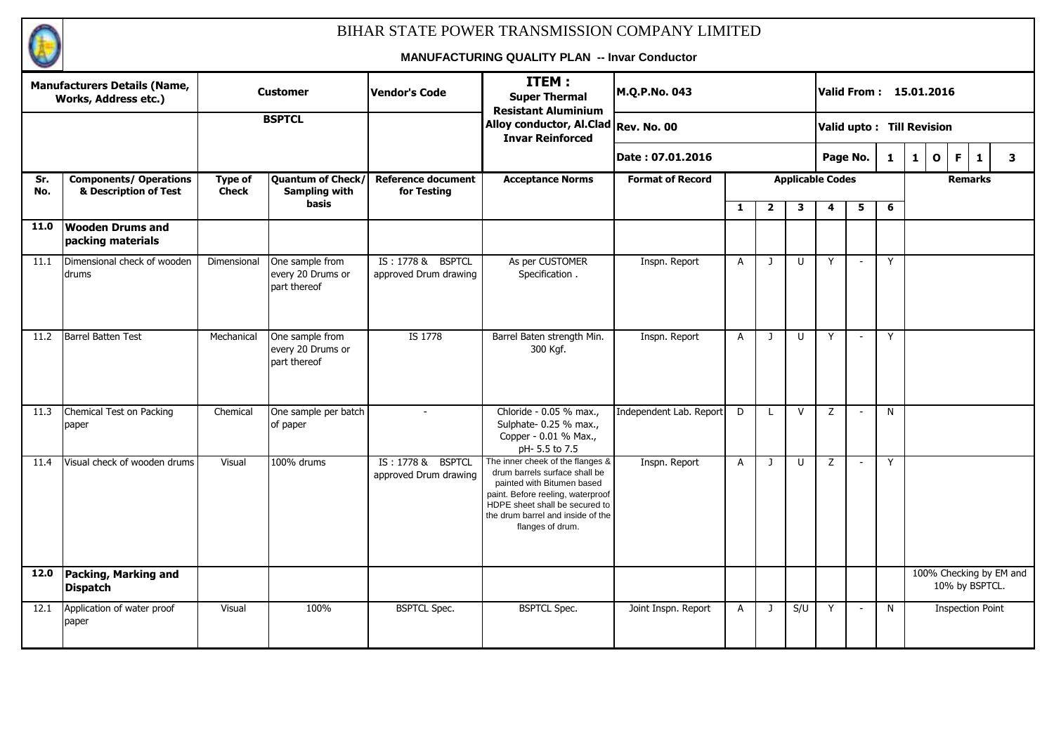# BIHAR STATE POWER TRANSMISSION COMPANY LIMITED

**MANUFACTURING QUALITY PLAN -- Invar Conductor**

| Manufacturers Details (Name, Works, Address etc.) | Customer | Vendor's Code | ITEM : Super Thermal Resistant Aluminium Alloy conductor, Al.Clad Invar Reinforced | M.Q.P.No. 043 | Valid From : 15.01.2016 |
|---|---|---|---|---|---|
| | BSPTCL | | | Rev. No. 00 | Valid upto : Till Revision |
| | | | | Date : 07.01.2016 | Page No. 1 1 O F 1 3 |

| Sr. No. | Components/ Operations & Description of Test | Type of Check | Quantum of Check/ Sampling with basis | Reference document for Testing | Acceptance Norms | Format of Record | Applicable Codes 1 | 2 | 3 | 4 | 5 | 6 | Remarks |
|---|---|---|---|---|---|---|---|---|---|---|---|---|---|
| **11.0** | **Wooden Drums and packing materials** | | | | | | | | | | | | |
| 11.1 | Dimensional check of wooden drums | Dimensional | One sample from every 20 Drums or part thereof | IS : 1778 & BSPTCL approved Drum drawing | As per CUSTOMER Specification . | Inspn. Report | A | J | U | Y | - | Y | |
| 11.2 | Barrel Batten Test | Mechanical | One sample from every 20 Drums or part thereof | IS 1778 | Barrel Baten strength Min. 300 Kgf. | Inspn. Report | A | J | U | Y | - | Y | |
| 11.3 | Chemical Test on Packing paper | Chemical | One sample per batch of paper | - | Chloride - 0.05 % max., Sulphate- 0.25 % max., Copper - 0.01 % Max., pH- 5.5 to 7.5 | Independent Lab. Report | D | L | V | Z | - | N | |
| 11.4 | Visual check of wooden drums | Visual | 100% drums | IS : 1778 & BSPTCL approved Drum drawing | The inner cheek of the flanges & drum barrels surface shall be painted with Bitumen based paint. Before reeling, waterproof HDPE sheet shall be secured to the drum barrel and inside of the flanges of drum. | Inspn. Report | A | J | U | Z | - | Y | |
| **12.0** | **Packing, Marking and Dispatch** | | | | | | | | | | | | 100% Checking by EM and 10% by BSPTCL. |
| 12.1 | Application of water proof paper | Visual | 100% | BSPTCL Spec. | BSPTCL Spec. | Joint Inspn. Report | A | J | S/U | Y | - | N | Inspection Point |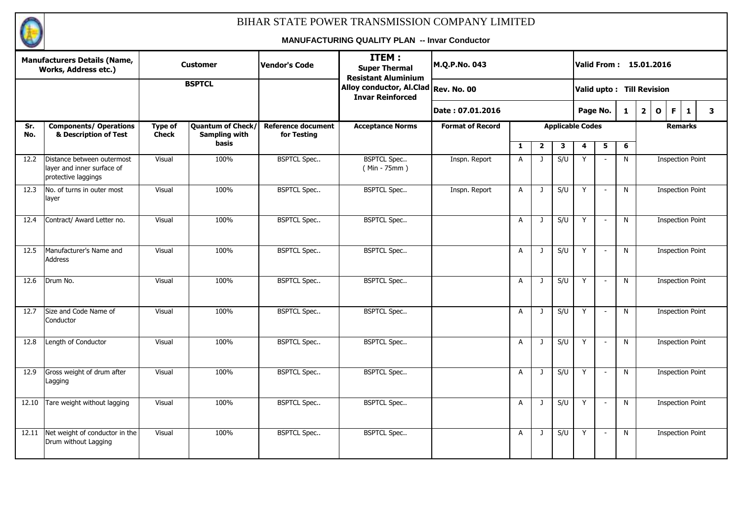# BIHAR STATE POWER TRANSMISSION COMPANY LIMITED

**MANUFACTURING QUALITY PLAN -- Invar Conductor**

| Manufacturers Details (Name, Works, Address etc.) | Customer | Vendor's Code | ITEM : Super Thermal Resistant Aluminium Alloy conductor, Al.Clad Invar Reinforced | M.Q.P.No. 043 | Valid From : 15.01.2016 |
|---|---|---|---|---|---|
| | BSPTCL | | | Rev. No. 00 | Valid upto : Till Revision |
| | | | | Date : 07.01.2016 | Page No. 12 OF 13 |

| Sr. No. | Components/ Operations & Description of Test | Type of Check | Quantum of Check/ Sampling with basis | Reference document for Testing | Acceptance Norms | Format of Record | Applicable Codes 1 | 2 | 3 | 4 | 5 | 6 | Remarks |
|---|---|---|---|---|---|---|---|---|---|---|---|---|---|
| 12.2 | Distance between outermost layer and inner surface of protective laggings | Visual | 100% | BSPTCL Spec.. | BSPTCL Spec.. ( Min - 75mm ) | Inspn. Report | A | J | S/U | Y | - | N | Inspection Point |
| 12.3 | No. of turns in outer most layer | Visual | 100% | BSPTCL Spec.. | BSPTCL Spec.. | Inspn. Report | A | J | S/U | Y | - | N | Inspection Point |
| 12.4 | Contract/ Award Letter no. | Visual | 100% | BSPTCL Spec.. | BSPTCL Spec.. | | A | J | S/U | Y | - | N | Inspection Point |
| 12.5 | Manufacturer's Name and Address | Visual | 100% | BSPTCL Spec.. | BSPTCL Spec.. | | A | J | S/U | Y | - | N | Inspection Point |
| 12.6 | Drum No. | Visual | 100% | BSPTCL Spec.. | BSPTCL Spec.. | | A | J | S/U | Y | - | N | Inspection Point |
| 12.7 | Size and Code Name of Conductor | Visual | 100% | BSPTCL Spec.. | BSPTCL Spec.. | | A | J | S/U | Y | - | N | Inspection Point |
| 12.8 | Length of Conductor | Visual | 100% | BSPTCL Spec.. | BSPTCL Spec.. | | A | J | S/U | Y | - | N | Inspection Point |
| 12.9 | Gross weight of drum after Lagging | Visual | 100% | BSPTCL Spec.. | BSPTCL Spec.. | | A | J | S/U | Y | - | N | Inspection Point |
| 12.10 | Tare weight without lagging | Visual | 100% | BSPTCL Spec.. | BSPTCL Spec.. | | A | J | S/U | Y | - | N | Inspection Point |
| 12.11 | Net weight of conductor in the Drum without Lagging | Visual | 100% | BSPTCL Spec.. | BSPTCL Spec.. | | A | J | S/U | Y | - | N | Inspection Point |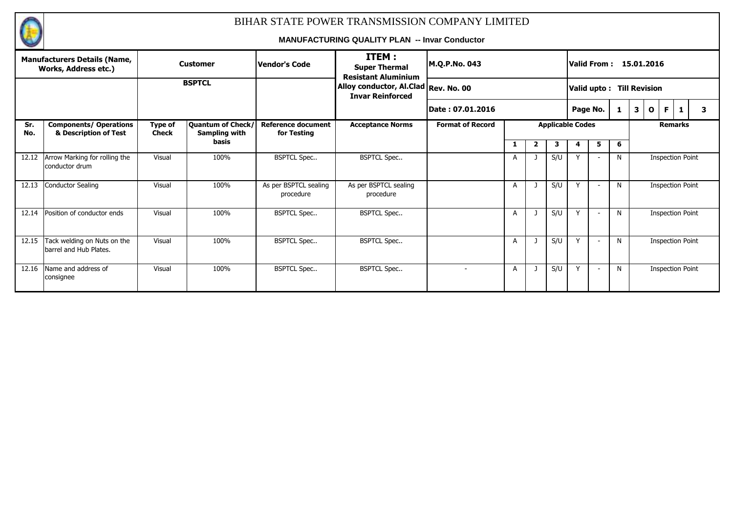# BIHAR STATE POWER TRANSMISSION COMPANY LIMITED

**MANUFACTURING QUALITY PLAN -- Invar Conductor**

| Manufacturers Details (Name, Works, Address etc.) | | Customer | | Vendor's Code | ITEM : Super Thermal Resistant Aluminium Alloy conductor, Al.Clad Invar Reinforced | M.Q.P.No. 043 | | | | Valid From : 15.01.2016 | | | |
|---|---|---|---|---|---|---|---|---|---|---|---|---|---|
| | | BSPTCL | | | | Rev. No. 00 | | | | Valid upto : Till Revision | | | |
| | | | | | | Date : 07.01.2016 | | | | Page No. 13 OF 13 | | | |

| Sr. No. | Components/ Operations & Description of Test | Type of Check | Quantum of Check/ Sampling with basis | Reference document for Testing | Acceptance Norms | Format of Record | Applicable Codes 1 | 2 | 3 | 4 | 5 | 6 | Remarks |
|---|---|---|---|---|---|---|---|---|---|---|---|---|---|
| 12.12 | Arrow Marking for rolling the conductor drum | Visual | 100% | BSPTCL Spec.. | BSPTCL Spec.. | | A | J | S/U | Y | - | N | Inspection Point |
| 12.13 | Conductor Sealing | Visual | 100% | As per BSPTCL sealing procedure | As per BSPTCL sealing procedure | | A | J | S/U | Y | - | N | Inspection Point |
| 12.14 | Position of conductor ends | Visual | 100% | BSPTCL Spec.. | BSPTCL Spec.. | | A | J | S/U | Y | - | N | Inspection Point |
| 12.15 | Tack welding on Nuts on the barrel and Hub Plates. | Visual | 100% | BSPTCL Spec.. | BSPTCL Spec.. | | A | J | S/U | Y | - | N | Inspection Point |
| 12.16 | Name and address of consignee | Visual | 100% | BSPTCL Spec.. | BSPTCL Spec.. | - | A | J | S/U | Y | - | N | Inspection Point |